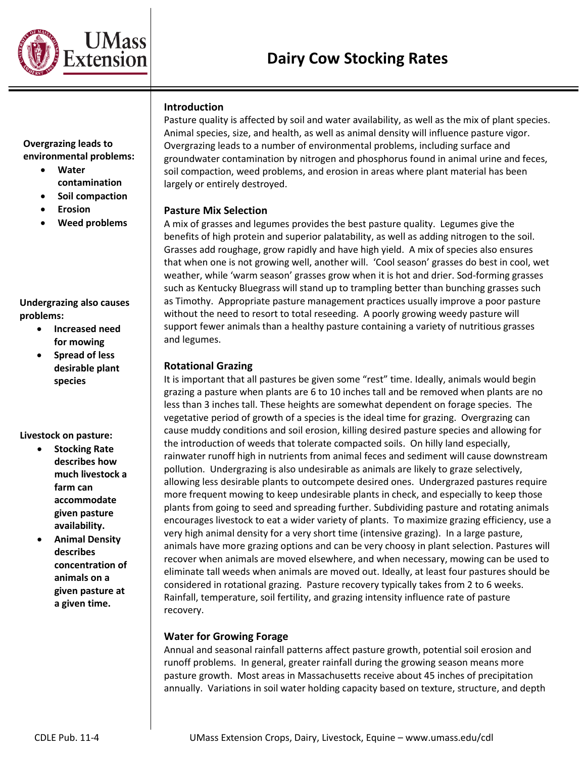# Dairy Cow Stocking Rates

**Overgrazing leads to environmental problems:**

- **Water contamination**
- **Soil compaction**
- **Erosion**
- **Weed problems**

**Undergrazing also causes problems:**

- **Increased need for mowing**
- **Spread of less desirable plant species**

**Livestock on pasture:**

- **Stocking Rate describes how much livestock a farm can accommodate given pasture availability.**
- **Animal Density describes concentration of animals on a given pasture at a given time.**

## Introduction

Pasture quality is affected by soil and water availability, as well as the mix of plant species. Animal species, size, and health, as well as animal density will influence pasture vigor. Overgrazing leads to a number of environmental problems, including surface and groundwater contamination by nitrogen and phosphorus found in animal urine and feces, soil compaction, weed problems, and erosion in areas where plant material has been largely or entirely destroyed.

## Pasture Mix Selection

A mix of grasses and legumes provides the best pasture quality. Legumes give the benefits of high protein and superior palatability, as well as adding nitrogen to the soil. Grasses add roughage, grow rapidly and have high yield. A mix of species also ensures that when one is not growing well, another will. 'Cool season' grasses do best in cool, wet weather, while 'warm season' grasses grow when it is hot and drier. Sod-forming grasses such as Kentucky Bluegrass will stand up to trampling better than bunching grasses such as Timothy. Appropriate pasture management practices usually improve a poor pasture without the need to resort to total reseeding. A poorly growing weedy pasture will support fewer animals than a healthy pasture containing a variety of nutritious grasses and legumes.

## Rotational Grazing

It is important that all pastures be given some "rest" time. Ideally, animals would begin grazing a pasture when plants are 6 to 10 inches tall and be removed when plants are no less than 3 inches tall. These heights are somewhat dependent on forage species. The vegetative period of growth of a species is the ideal time for grazing. Overgrazing can cause muddy conditions and soil erosion, killing desired pasture species and allowing for the introduction of weeds that tolerate compacted soils. On hilly land especially, rainwater runoff high in nutrients from animal feces and sediment will cause downstream pollution. Undergrazing is also undesirable as animals are likely to graze selectively, allowing less desirable plants to outcompete desired ones. Undergrazed pastures require more frequent mowing to keep undesirable plants in check, and especially to keep those plants from going to seed and spreading further. Subdividing pasture and rotating animals encourages livestock to eat a wider variety of plants. To maximize grazing efficiency, use a very high animal density for a very short time (intensive grazing). In a large pasture, animals have more grazing options and can be very choosy in plant selection. Pastures will recover when animals are moved elsewhere, and when necessary, mowing can be used to eliminate tall weeds when animals are moved out. Ideally, at least four pastures should be considered in rotational grazing. Pasture recovery typically takes from 2 to 6 weeks. Rainfall, temperature, soil fertility, and grazing intensity influence rate of pasture recovery.

## Water for Growing Forage

Annual and seasonal rainfall patterns affect pasture growth, potential soil erosion and runoff problems. In general, greater rainfall during the growing season means more pasture growth. Most areas in Massachusetts receive about 45 inches of precipitation annually. Variations in soil water holding capacity based on texture, structure, and depth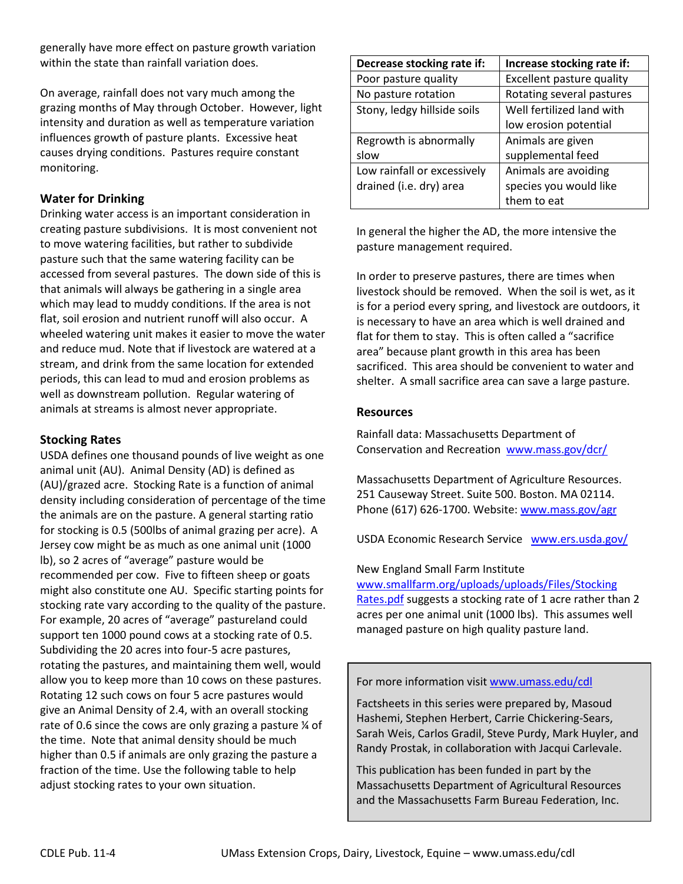generally have more effect on pasture growth variation within the state than rainfall variation does.

On average, rainfall does not vary much among the grazing months of May through October. However, light intensity and duration as well as temperature variation influences growth of pasture plants. Excessive heat causes drying conditions. Pastures require constant monitoring.

### Water for Drinking

Drinking water access is an important consideration in creating pasture subdivisions. It is most convenient not to move watering facilities, but rather to subdivide pasture such that the same watering facility can be accessed from several pastures. The down side of this is that animals will always be gathering in a single area which may lead to muddy conditions. If the area is not flat, soil erosion and nutrient runoff will also occur. A wheeled watering unit makes it easier to move the water and reduce mud. Note that if livestock are watered at a stream, and drink from the same location for extended periods, this can lead to mud and erosion problems as well as downstream pollution. Regular watering of animals at streams is almost never appropriate.

### Stocking Rates

USDA defines one thousand pounds of live weight as one animal unit (AU). Animal Density (AD) is defined as (AU)/grazed acre. Stocking Rate is a function of animal density including consideration of percentage of the time the animals are on the pasture. A general starting ratio for stocking is 0.5 (500lbs of animal grazing per acre). A Jersey cow might be as much as one animal unit (1000 lb), so 2 acres of "average" pasture would be recommended per cow. Five to fifteen sheep or goats might also constitute one AU. Specific starting points for stocking rate vary according to the quality of the pasture. For example, 20 acres of "average" pastureland could support ten 1000 pound cows at a stocking rate of 0.5. Subdividing the 20 acres into four-5 acre pastures, rotating the pastures, and maintaining them well, would allow you to keep more than 10 cows on these pastures. Rotating 12 such cows on four 5 acre pastures would give an Animal Density of 2.4, with an overall stocking rate of 0.6 since the cows are only grazing a pasture ¼ of the time. Note that animal density should be much higher than 0.5 if animals are only grazing the pasture a fraction of the time. Use the following table to help adjust stocking rates to your own situation.

| Decrease stocking rate if: | Increase stocking rate if: |
|---|---|
| Poor pasture quality | Excellent pasture quality |
| No pasture rotation | Rotating several pastures |
| Stony, ledgy hillside soils | Well fertilized land with low erosion potential |
| Regrowth is abnormally slow | Animals are given supplemental feed |
| Low rainfall or excessively drained (i.e. dry) area | Animals are avoiding species you would like them to eat |

In general the higher the AD, the more intensive the pasture management required.

In order to preserve pastures, there are times when livestock should be removed. When the soil is wet, as it is for a period every spring, and livestock are outdoors, it is necessary to have an area which is well drained and flat for them to stay. This is often called a "sacrifice area" because plant growth in this area has been sacrificed. This area should be convenient to water and shelter. A small sacrifice area can save a large pasture.

### Resources

Rainfall data: Massachusetts Department of Conservation and Recreation www.mass.gov/dcr/

Massachusetts Department of Agriculture Resources. 251 Causeway Street. Suite 500. Boston. MA 02114. Phone (617) 626-1700. Website: www.mass.gov/agr

USDA Economic Research Service www.ers.usda.gov/

New England Small Farm Institute www.smallfarm.org/uploads/uploads/Files/StockingRates.pdf suggests a stocking rate of 1 acre rather than 2 acres per one animal unit (1000 lbs). This assumes well managed pasture on high quality pasture land.

For more information visit www.umass.edu/cdl

Factsheets in this series were prepared by, Masoud Hashemi, Stephen Herbert, Carrie Chickering-Sears, Sarah Weis, Carlos Gradil, Steve Purdy, Mark Huyler, and Randy Prostak, in collaboration with Jacqui Carlevale.

This publication has been funded in part by the Massachusetts Department of Agricultural Resources and the Massachusetts Farm Bureau Federation, Inc.